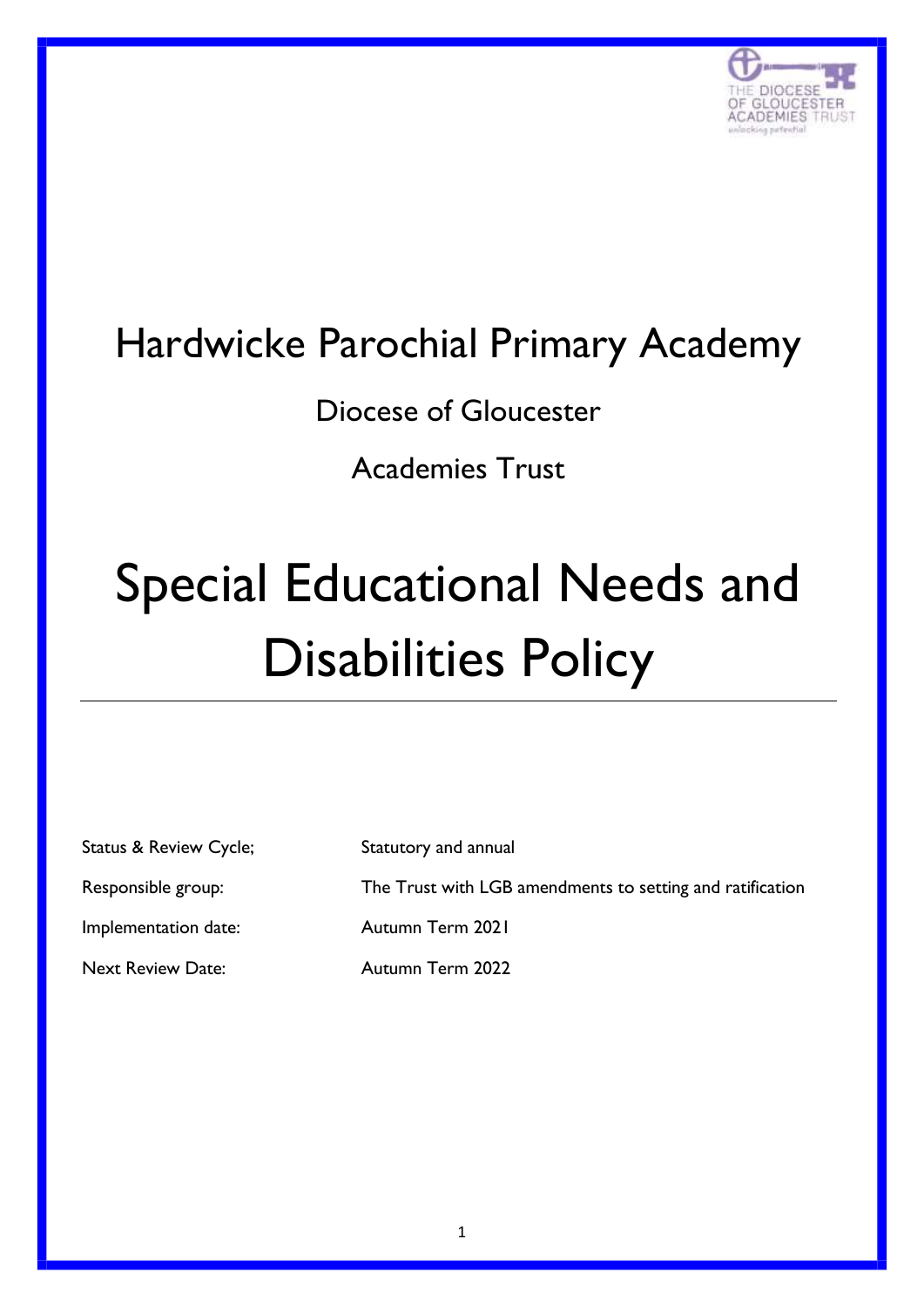# Hardwicke Parochial Primary Academy

Diocese of Gloucester

Academies Trust

# Special Educational Needs and Disabilities Policy

---

| | |
|---|---|
| Status & Review Cycle; | Statutory and annual |
| Responsible group: | The Trust with LGB amendments to setting and ratification |
| Implementation date: | Autumn Term 2021 |
| Next Review Date: | Autumn Term 2022 |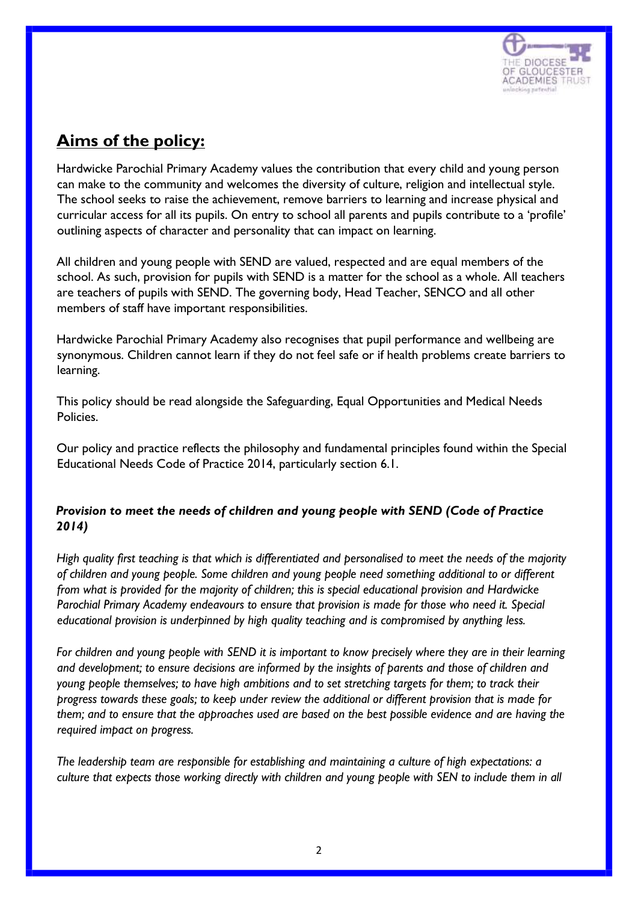## Aims of the policy:

Hardwicke Parochial Primary Academy values the contribution that every child and young person can make to the community and welcomes the diversity of culture, religion and intellectual style. The school seeks to raise the achievement, remove barriers to learning and increase physical and curricular access for all its pupils. On entry to school all parents and pupils contribute to a 'profile' outlining aspects of character and personality that can impact on learning.

All children and young people with SEND are valued, respected and are equal members of the school. As such, provision for pupils with SEND is a matter for the school as a whole. All teachers are teachers of pupils with SEND. The governing body, Head Teacher, SENCO and all other members of staff have important responsibilities.

Hardwicke Parochial Primary Academy also recognises that pupil performance and wellbeing are synonymous. Children cannot learn if they do not feel safe or if health problems create barriers to learning.

This policy should be read alongside the Safeguarding, Equal Opportunities and Medical Needs Policies.

Our policy and practice reflects the philosophy and fundamental principles found within the Special Educational Needs Code of Practice 2014, particularly section 6.1.

***Provision to meet the needs of children and young people with SEND (Code of Practice 2014)***

*High quality first teaching is that which is differentiated and personalised to meet the needs of the majority of children and young people. Some children and young people need something additional to or different from what is provided for the majority of children; this is special educational provision and Hardwicke Parochial Primary Academy endeavours to ensure that provision is made for those who need it. Special educational provision is underpinned by high quality teaching and is compromised by anything less.*

*For children and young people with SEND it is important to know precisely where they are in their learning and development; to ensure decisions are informed by the insights of parents and those of children and young people themselves; to have high ambitions and to set stretching targets for them; to track their progress towards these goals; to keep under review the additional or different provision that is made for them; and to ensure that the approaches used are based on the best possible evidence and are having the required impact on progress.*

*The leadership team are responsible for establishing and maintaining a culture of high expectations: a culture that expects those working directly with children and young people with SEN to include them in all*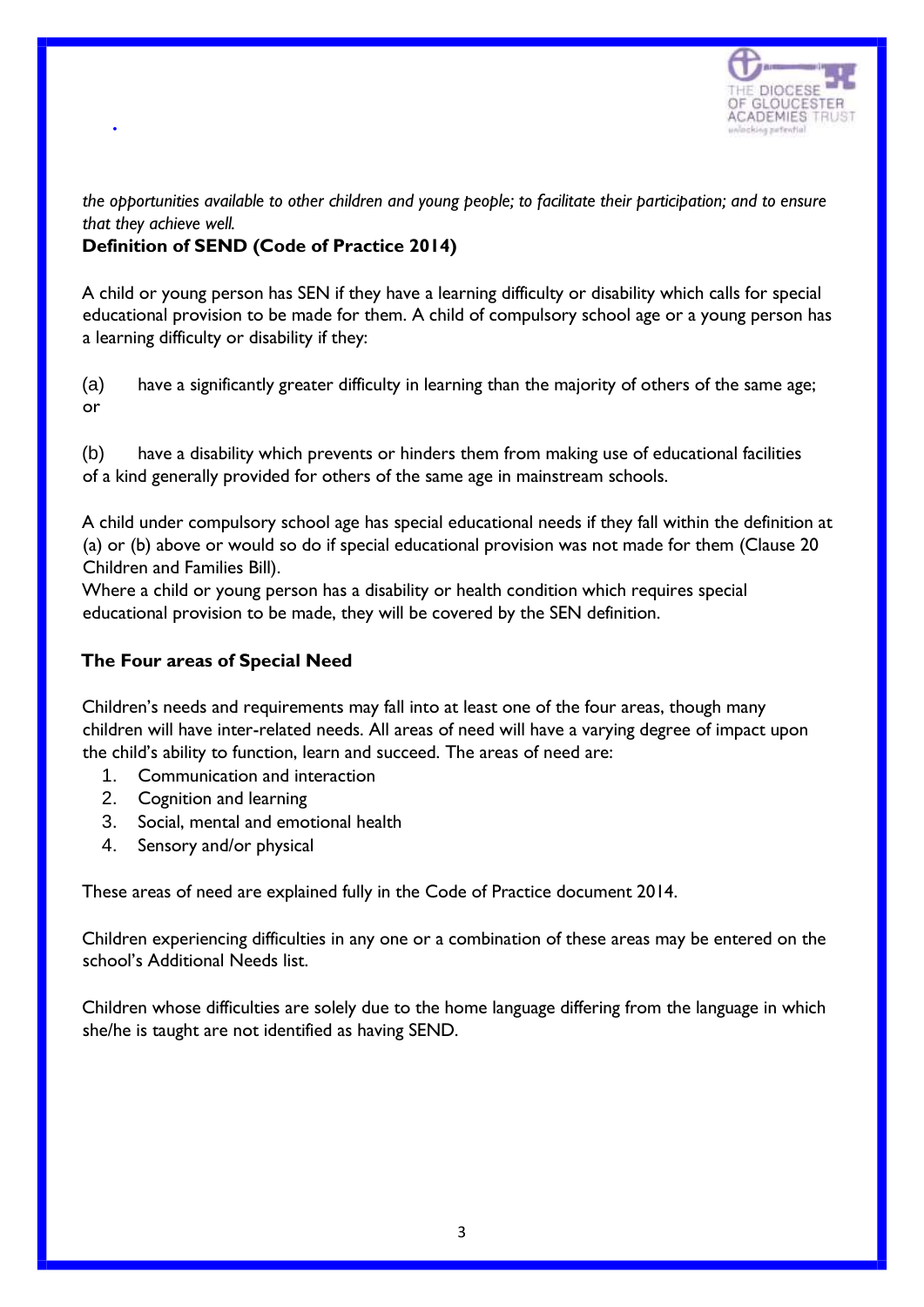*the opportunities available to other children and young people; to facilitate their participation; and to ensure that they achieve well.*

**Definition of SEND (Code of Practice 2014)**

A child or young person has SEN if they have a learning difficulty or disability which calls for special educational provision to be made for them. A child of compulsory school age or a young person has a learning difficulty or disability if they:

(a) have a significantly greater difficulty in learning than the majority of others of the same age; or

(b) have a disability which prevents or hinders them from making use of educational facilities of a kind generally provided for others of the same age in mainstream schools.

A child under compulsory school age has special educational needs if they fall within the definition at (a) or (b) above or would so do if special educational provision was not made for them (Clause 20 Children and Families Bill).
Where a child or young person has a disability or health condition which requires special educational provision to be made, they will be covered by the SEN definition.

**The Four areas of Special Need**

Children's needs and requirements may fall into at least one of the four areas, though many children will have inter-related needs. All areas of need will have a varying degree of impact upon the child's ability to function, learn and succeed. The areas of need are:

1. Communication and interaction
2. Cognition and learning
3. Social, mental and emotional health
4. Sensory and/or physical

These areas of need are explained fully in the Code of Practice document 2014.

Children experiencing difficulties in any one or a combination of these areas may be entered on the school's Additional Needs list.

Children whose difficulties are solely due to the home language differing from the language in which she/he is taught are not identified as having SEND.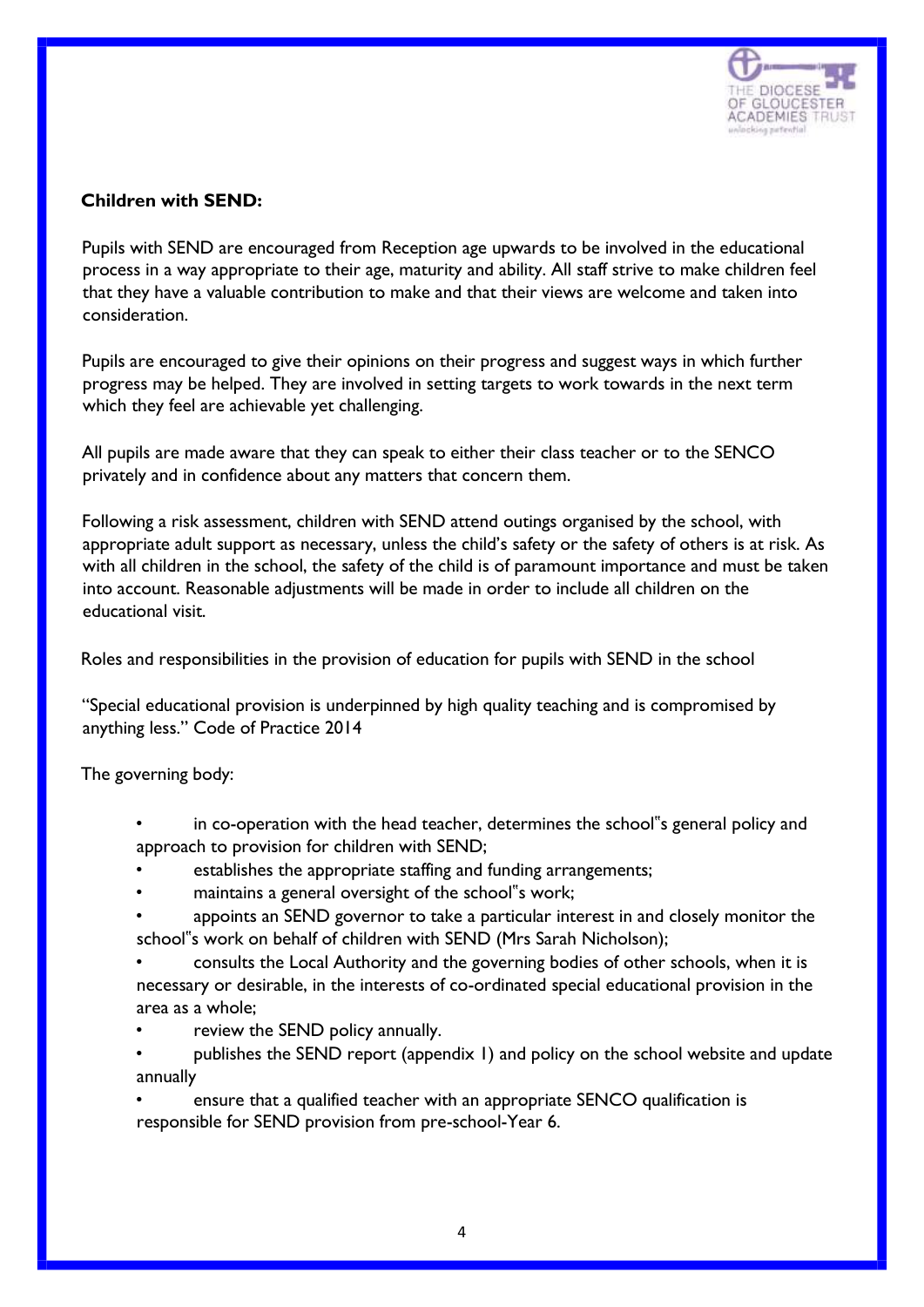**Children with SEND:**

Pupils with SEND are encouraged from Reception age upwards to be involved in the educational process in a way appropriate to their age, maturity and ability. All staff strive to make children feel that they have a valuable contribution to make and that their views are welcome and taken into consideration.

Pupils are encouraged to give their opinions on their progress and suggest ways in which further progress may be helped. They are involved in setting targets to work towards in the next term which they feel are achievable yet challenging.

All pupils are made aware that they can speak to either their class teacher or to the SENCO privately and in confidence about any matters that concern them.

Following a risk assessment, children with SEND attend outings organised by the school, with appropriate adult support as necessary, unless the child's safety or the safety of others is at risk. As with all children in the school, the safety of the child is of paramount importance and must be taken into account. Reasonable adjustments will be made in order to include all children on the educational visit.

Roles and responsibilities in the provision of education for pupils with SEND in the school

"Special educational provision is underpinned by high quality teaching and is compromised by anything less." Code of Practice 2014

The governing body:

- in co-operation with the head teacher, determines the school"s general policy and approach to provision for children with SEND;
- establishes the appropriate staffing and funding arrangements;
- maintains a general oversight of the school"s work;
- appoints an SEND governor to take a particular interest in and closely monitor the school"s work on behalf of children with SEND (Mrs Sarah Nicholson);
- consults the Local Authority and the governing bodies of other schools, when it is necessary or desirable, in the interests of co-ordinated special educational provision in the area as a whole;
- review the SEND policy annually.
- publishes the SEND report (appendix 1) and policy on the school website and update annually
- ensure that a qualified teacher with an appropriate SENCO qualification is responsible for SEND provision from pre-school-Year 6.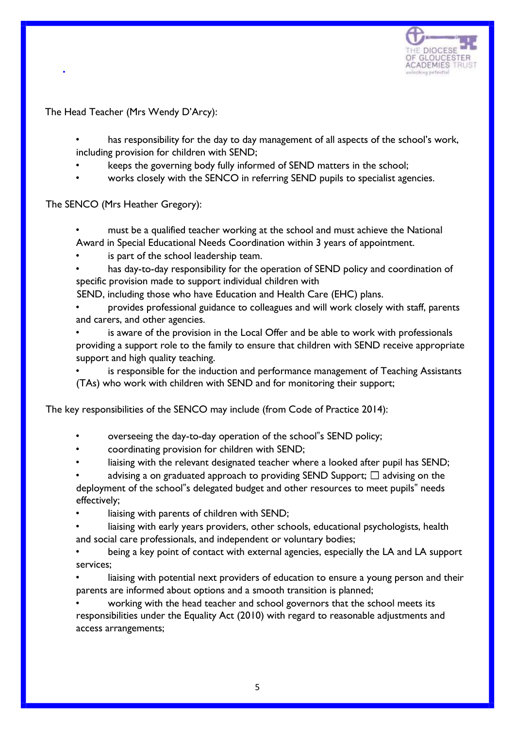The Head Teacher (Mrs Wendy D'Arcy):

- has responsibility for the day to day management of all aspects of the school's work, including provision for children with SEND;
- keeps the governing body fully informed of SEND matters in the school;
- works closely with the SENCO in referring SEND pupils to specialist agencies.

The SENCO (Mrs Heather Gregory):

- must be a qualified teacher working at the school and must achieve the National Award in Special Educational Needs Coordination within 3 years of appointment.
- is part of the school leadership team.
- has day-to-day responsibility for the operation of SEND policy and coordination of specific provision made to support individual children with SEND, including those who have Education and Health Care (EHC) plans.
- provides professional guidance to colleagues and will work closely with staff, parents and carers, and other agencies.
- is aware of the provision in the Local Offer and be able to work with professionals providing a support role to the family to ensure that children with SEND receive appropriate support and high quality teaching.
- is responsible for the induction and performance management of Teaching Assistants (TAs) who work with children with SEND and for monitoring their support;

The key responsibilities of the SENCO may include (from Code of Practice 2014):

- overseeing the day-to-day operation of the school"s SEND policy;
- coordinating provision for children with SEND;
- liaising with the relevant designated teacher where a looked after pupil has SEND;
- advising a on graduated approach to providing SEND Support; ☐ advising on the deployment of the school"s delegated budget and other resources to meet pupils" needs effectively;
- liaising with parents of children with SEND;
- liaising with early years providers, other schools, educational psychologists, health and social care professionals, and independent or voluntary bodies;
- being a key point of contact with external agencies, especially the LA and LA support services;
- liaising with potential next providers of education to ensure a young person and their parents are informed about options and a smooth transition is planned;
- working with the head teacher and school governors that the school meets its responsibilities under the Equality Act (2010) with regard to reasonable adjustments and access arrangements;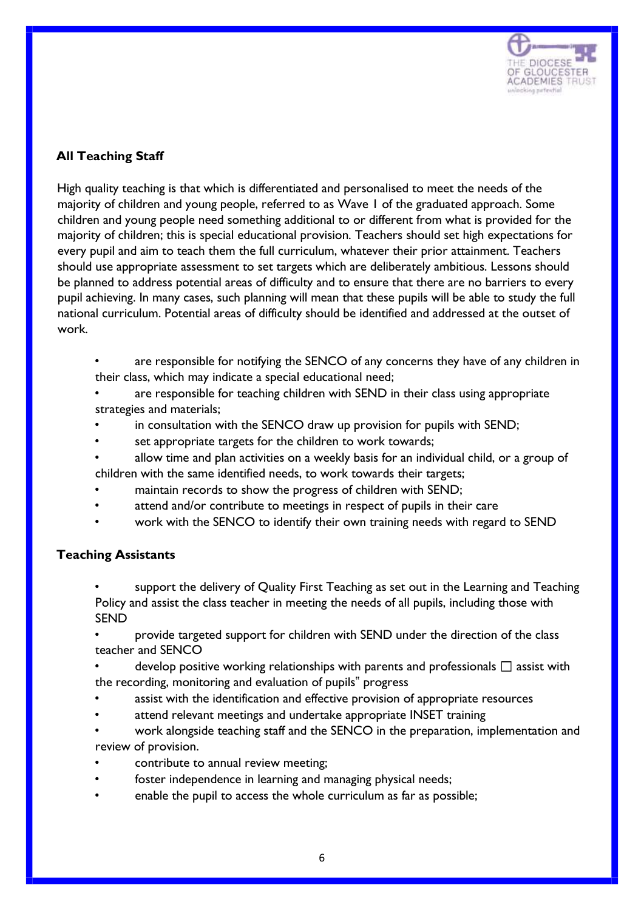### All Teaching Staff

High quality teaching is that which is differentiated and personalised to meet the needs of the majority of children and young people, referred to as Wave 1 of the graduated approach. Some children and young people need something additional to or different from what is provided for the majority of children; this is special educational provision. Teachers should set high expectations for every pupil and aim to teach them the full curriculum, whatever their prior attainment. Teachers should use appropriate assessment to set targets which are deliberately ambitious. Lessons should be planned to address potential areas of difficulty and to ensure that there are no barriers to every pupil achieving. In many cases, such planning will mean that these pupils will be able to study the full national curriculum. Potential areas of difficulty should be identified and addressed at the outset of work.

- are responsible for notifying the SENCO of any concerns they have of any children in their class, which may indicate a special educational need;
- are responsible for teaching children with SEND in their class using appropriate strategies and materials;
- in consultation with the SENCO draw up provision for pupils with SEND;
- set appropriate targets for the children to work towards;
- allow time and plan activities on a weekly basis for an individual child, or a group of children with the same identified needs, to work towards their targets;
- maintain records to show the progress of children with SEND;
- attend and/or contribute to meetings in respect of pupils in their care
- work with the SENCO to identify their own training needs with regard to SEND

### Teaching Assistants

- support the delivery of Quality First Teaching as set out in the Learning and Teaching Policy and assist the class teacher in meeting the needs of all pupils, including those with SEND
- provide targeted support for children with SEND under the direction of the class teacher and SENCO
- develop positive working relationships with parents and professionals  assist with the recording, monitoring and evaluation of pupils" progress
- assist with the identification and effective provision of appropriate resources
- attend relevant meetings and undertake appropriate INSET training
- work alongside teaching staff and the SENCO in the preparation, implementation and review of provision.
- contribute to annual review meeting;
- foster independence in learning and managing physical needs;
- enable the pupil to access the whole curriculum as far as possible;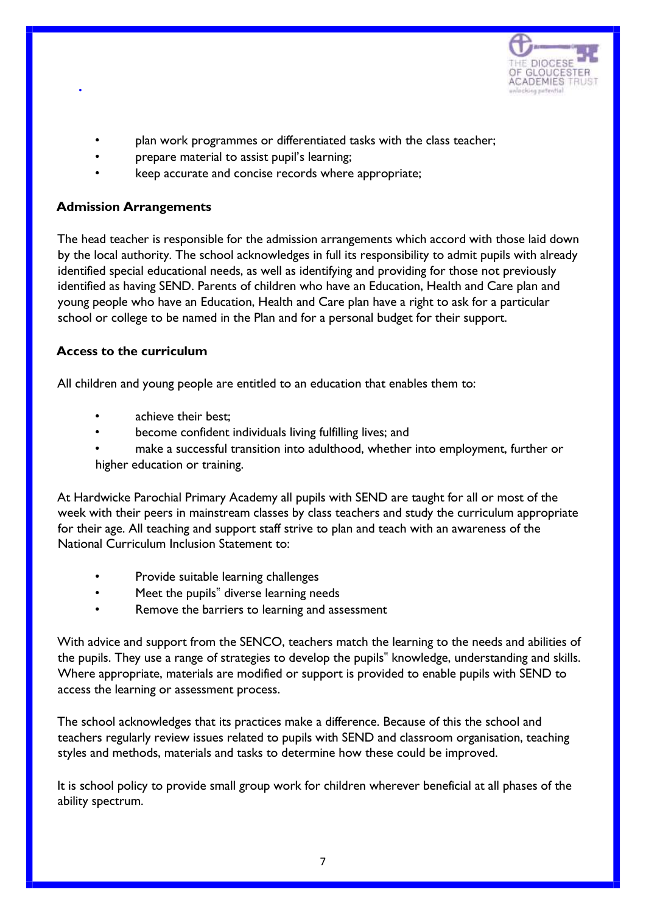- plan work programmes or differentiated tasks with the class teacher;
- prepare material to assist pupil's learning;
- keep accurate and concise records where appropriate;

**Admission Arrangements**

The head teacher is responsible for the admission arrangements which accord with those laid down by the local authority. The school acknowledges in full its responsibility to admit pupils with already identified special educational needs, as well as identifying and providing for those not previously identified as having SEND. Parents of children who have an Education, Health and Care plan and young people who have an Education, Health and Care plan have a right to ask for a particular school or college to be named in the Plan and for a personal budget for their support.

**Access to the curriculum**

All children and young people are entitled to an education that enables them to:

- achieve their best;
- become confident individuals living fulfilling lives; and
- make a successful transition into adulthood, whether into employment, further or higher education or training.

At Hardwicke Parochial Primary Academy all pupils with SEND are taught for all or most of the week with their peers in mainstream classes by class teachers and study the curriculum appropriate for their age. All teaching and support staff strive to plan and teach with an awareness of the National Curriculum Inclusion Statement to:

- Provide suitable learning challenges
- Meet the pupils" diverse learning needs
- Remove the barriers to learning and assessment

With advice and support from the SENCO, teachers match the learning to the needs and abilities of the pupils. They use a range of strategies to develop the pupils" knowledge, understanding and skills. Where appropriate, materials are modified or support is provided to enable pupils with SEND to access the learning or assessment process.

The school acknowledges that its practices make a difference. Because of this the school and teachers regularly review issues related to pupils with SEND and classroom organisation, teaching styles and methods, materials and tasks to determine how these could be improved.

It is school policy to provide small group work for children wherever beneficial at all phases of the ability spectrum.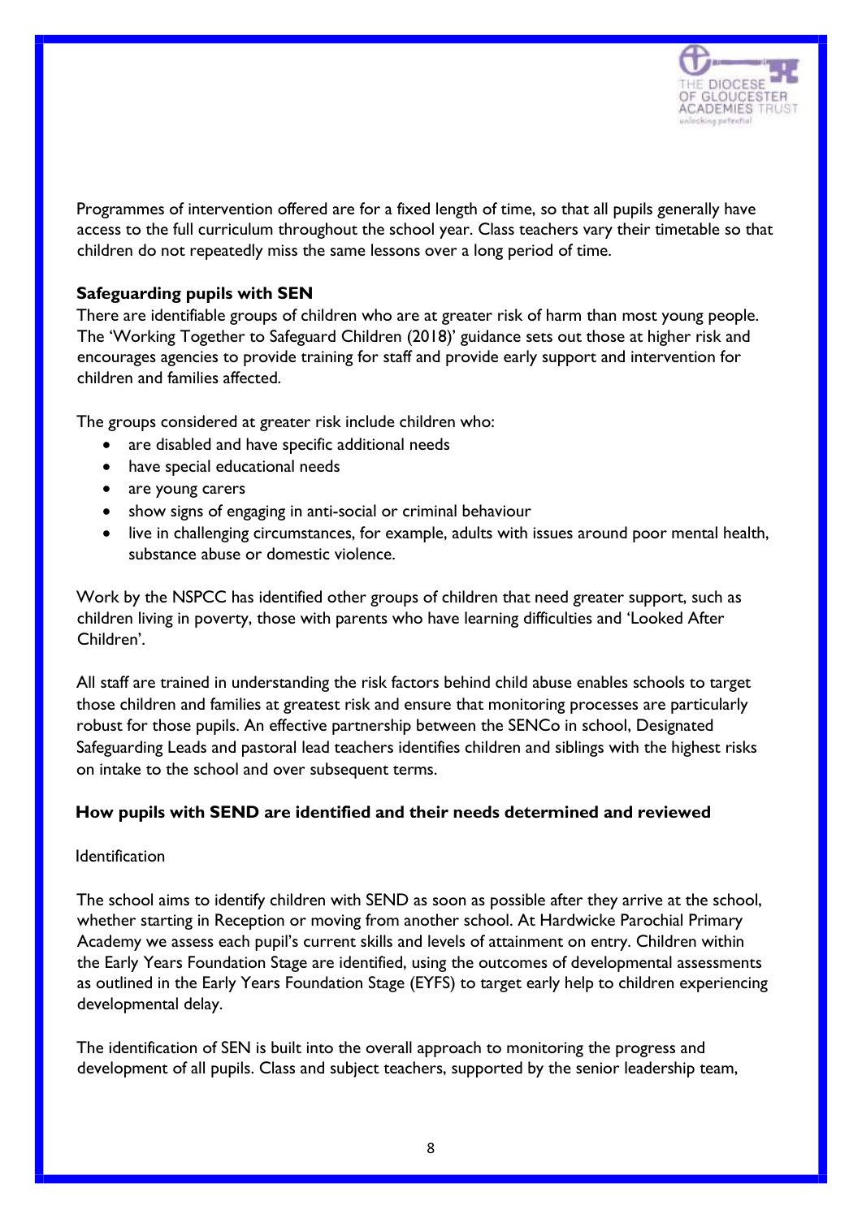Programmes of intervention offered are for a fixed length of time, so that all pupils generally have access to the full curriculum throughout the school year. Class teachers vary their timetable so that children do not repeatedly miss the same lessons over a long period of time.

**Safeguarding pupils with SEN**

There are identifiable groups of children who are at greater risk of harm than most young people. The 'Working Together to Safeguard Children (2018)' guidance sets out those at higher risk and encourages agencies to provide training for staff and provide early support and intervention for children and families affected.

The groups considered at greater risk include children who:

- are disabled and have specific additional needs
- have special educational needs
- are young carers
- show signs of engaging in anti-social or criminal behaviour
- live in challenging circumstances, for example, adults with issues around poor mental health, substance abuse or domestic violence.

Work by the NSPCC has identified other groups of children that need greater support, such as children living in poverty, those with parents who have learning difficulties and 'Looked After Children'.

All staff are trained in understanding the risk factors behind child abuse enables schools to target those children and families at greatest risk and ensure that monitoring processes are particularly robust for those pupils. An effective partnership between the SENCo in school, Designated Safeguarding Leads and pastoral lead teachers identifies children and siblings with the highest risks on intake to the school and over subsequent terms.

**How pupils with SEND are identified and their needs determined and reviewed**

Identification

The school aims to identify children with SEND as soon as possible after they arrive at the school, whether starting in Reception or moving from another school. At Hardwicke Parochial Primary Academy we assess each pupil's current skills and levels of attainment on entry. Children within the Early Years Foundation Stage are identified, using the outcomes of developmental assessments as outlined in the Early Years Foundation Stage (EYFS) to target early help to children experiencing developmental delay.

The identification of SEN is built into the overall approach to monitoring the progress and development of all pupils. Class and subject teachers, supported by the senior leadership team,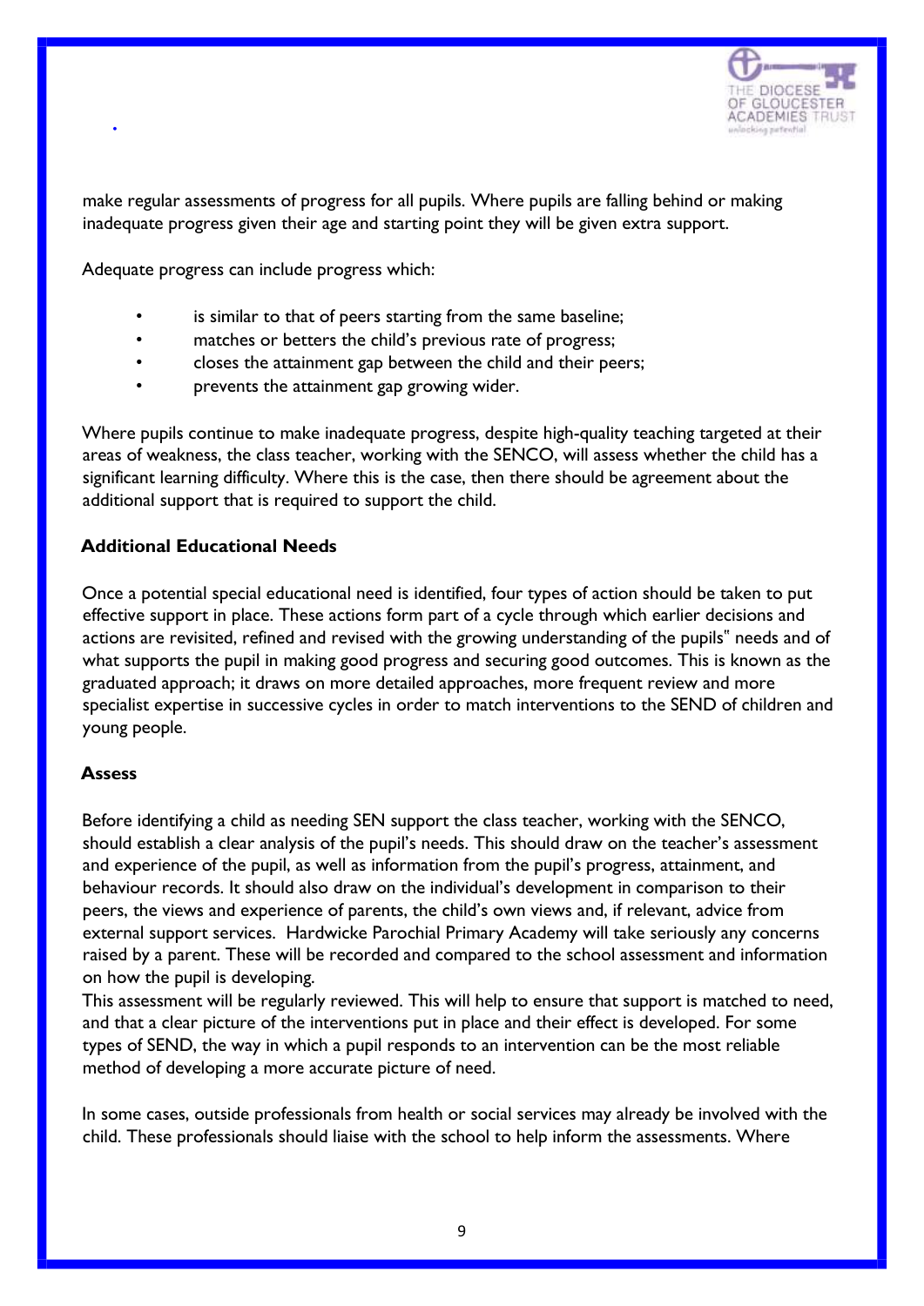make regular assessments of progress for all pupils. Where pupils are falling behind or making inadequate progress given their age and starting point they will be given extra support.

Adequate progress can include progress which:

- is similar to that of peers starting from the same baseline;
- matches or betters the child's previous rate of progress;
- closes the attainment gap between the child and their peers;
- prevents the attainment gap growing wider.

Where pupils continue to make inadequate progress, despite high-quality teaching targeted at their areas of weakness, the class teacher, working with the SENCO, will assess whether the child has a significant learning difficulty. Where this is the case, then there should be agreement about the additional support that is required to support the child.

**Additional Educational Needs**

Once a potential special educational need is identified, four types of action should be taken to put effective support in place. These actions form part of a cycle through which earlier decisions and actions are revisited, refined and revised with the growing understanding of the pupils" needs and of what supports the pupil in making good progress and securing good outcomes. This is known as the graduated approach; it draws on more detailed approaches, more frequent review and more specialist expertise in successive cycles in order to match interventions to the SEND of children and young people.

**Assess**

Before identifying a child as needing SEN support the class teacher, working with the SENCO, should establish a clear analysis of the pupil's needs. This should draw on the teacher's assessment and experience of the pupil, as well as information from the pupil's progress, attainment, and behaviour records. It should also draw on the individual's development in comparison to their peers, the views and experience of parents, the child's own views and, if relevant, advice from external support services. Hardwicke Parochial Primary Academy will take seriously any concerns raised by a parent. These will be recorded and compared to the school assessment and information on how the pupil is developing.
This assessment will be regularly reviewed. This will help to ensure that support is matched to need, and that a clear picture of the interventions put in place and their effect is developed. For some types of SEND, the way in which a pupil responds to an intervention can be the most reliable method of developing a more accurate picture of need.

In some cases, outside professionals from health or social services may already be involved with the child. These professionals should liaise with the school to help inform the assessments. Where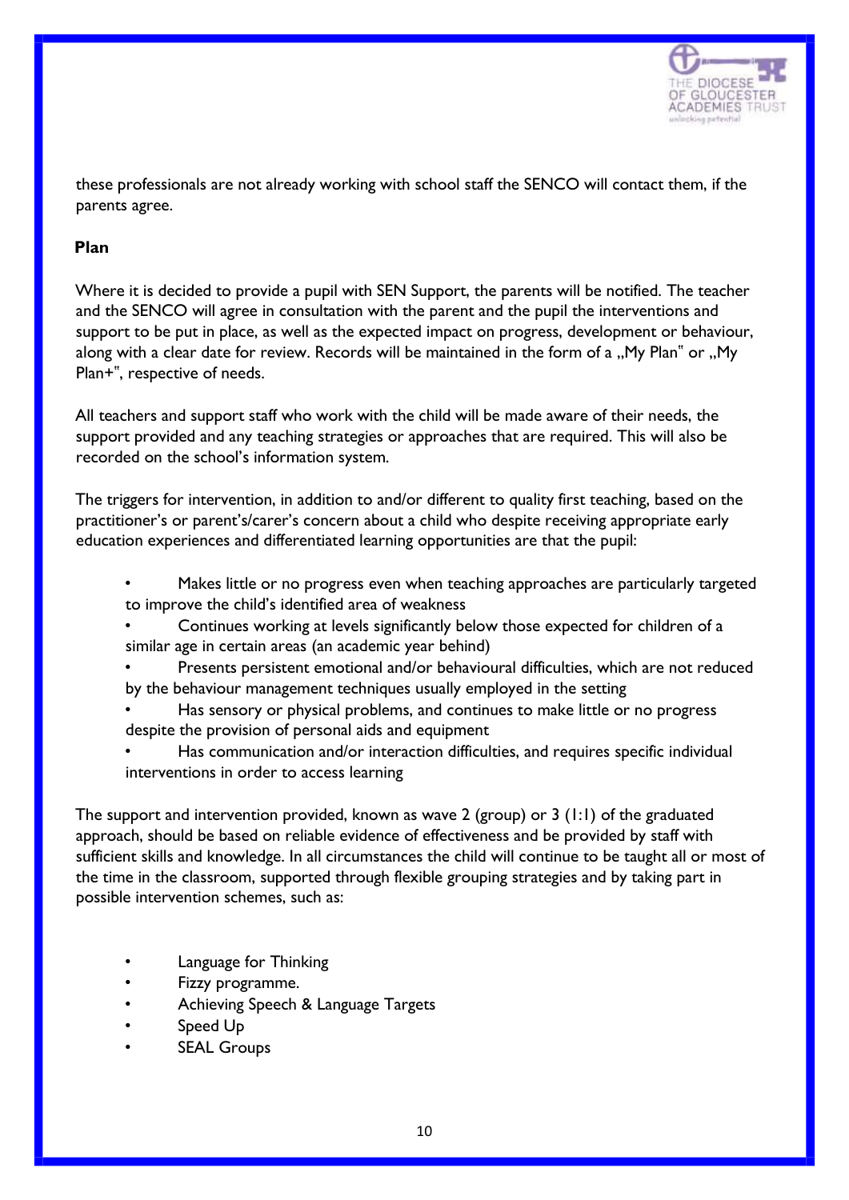these professionals are not already working with school staff the SENCO will contact them, if the parents agree.

**Plan**

Where it is decided to provide a pupil with SEN Support, the parents will be notified. The teacher and the SENCO will agree in consultation with the parent and the pupil the interventions and support to be put in place, as well as the expected impact on progress, development or behaviour, along with a clear date for review. Records will be maintained in the form of a „My Plan" or „My Plan+", respective of needs.

All teachers and support staff who work with the child will be made aware of their needs, the support provided and any teaching strategies or approaches that are required. This will also be recorded on the school's information system.

The triggers for intervention, in addition to and/or different to quality first teaching, based on the practitioner's or parent's/carer's concern about a child who despite receiving appropriate early education experiences and differentiated learning opportunities are that the pupil:

- Makes little or no progress even when teaching approaches are particularly targeted to improve the child's identified area of weakness
- Continues working at levels significantly below those expected for children of a similar age in certain areas (an academic year behind)
- Presents persistent emotional and/or behavioural difficulties, which are not reduced by the behaviour management techniques usually employed in the setting
- Has sensory or physical problems, and continues to make little or no progress despite the provision of personal aids and equipment
- Has communication and/or interaction difficulties, and requires specific individual interventions in order to access learning

The support and intervention provided, known as wave 2 (group) or 3 (1:1) of the graduated approach, should be based on reliable evidence of effectiveness and be provided by staff with sufficient skills and knowledge. In all circumstances the child will continue to be taught all or most of the time in the classroom, supported through flexible grouping strategies and by taking part in possible intervention schemes, such as:

- Language for Thinking
- Fizzy programme.
- Achieving Speech & Language Targets
- Speed Up
- SEAL Groups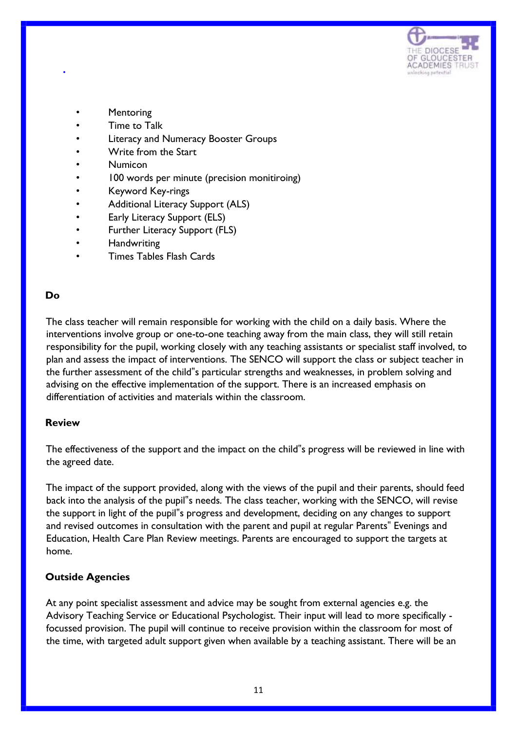- Mentoring
- Time to Talk
- Literacy and Numeracy Booster Groups
- Write from the Start
- Numicon
- 100 words per minute (precision monitiroing)
- Keyword Key-rings
- Additional Literacy Support (ALS)
- Early Literacy Support (ELS)
- Further Literacy Support (FLS)
- Handwriting
- Times Tables Flash Cards

**Do**

The class teacher will remain responsible for working with the child on a daily basis. Where the interventions involve group or one-to-one teaching away from the main class, they will still retain responsibility for the pupil, working closely with any teaching assistants or specialist staff involved, to plan and assess the impact of interventions. The SENCO will support the class or subject teacher in the further assessment of the child"s particular strengths and weaknesses, in problem solving and advising on the effective implementation of the support. There is an increased emphasis on differentiation of activities and materials within the classroom.

**Review**

The effectiveness of the support and the impact on the child"s progress will be reviewed in line with the agreed date.

The impact of the support provided, along with the views of the pupil and their parents, should feed back into the analysis of the pupil"s needs. The class teacher, working with the SENCO, will revise the support in light of the pupil"s progress and development, deciding on any changes to support and revised outcomes in consultation with the parent and pupil at regular Parents" Evenings and Education, Health Care Plan Review meetings. Parents are encouraged to support the targets at home.

**Outside Agencies**

At any point specialist assessment and advice may be sought from external agencies e.g. the Advisory Teaching Service or Educational Psychologist. Their input will lead to more specifically - focussed provision. The pupil will continue to receive provision within the classroom for most of the time, with targeted adult support given when available by a teaching assistant. There will be an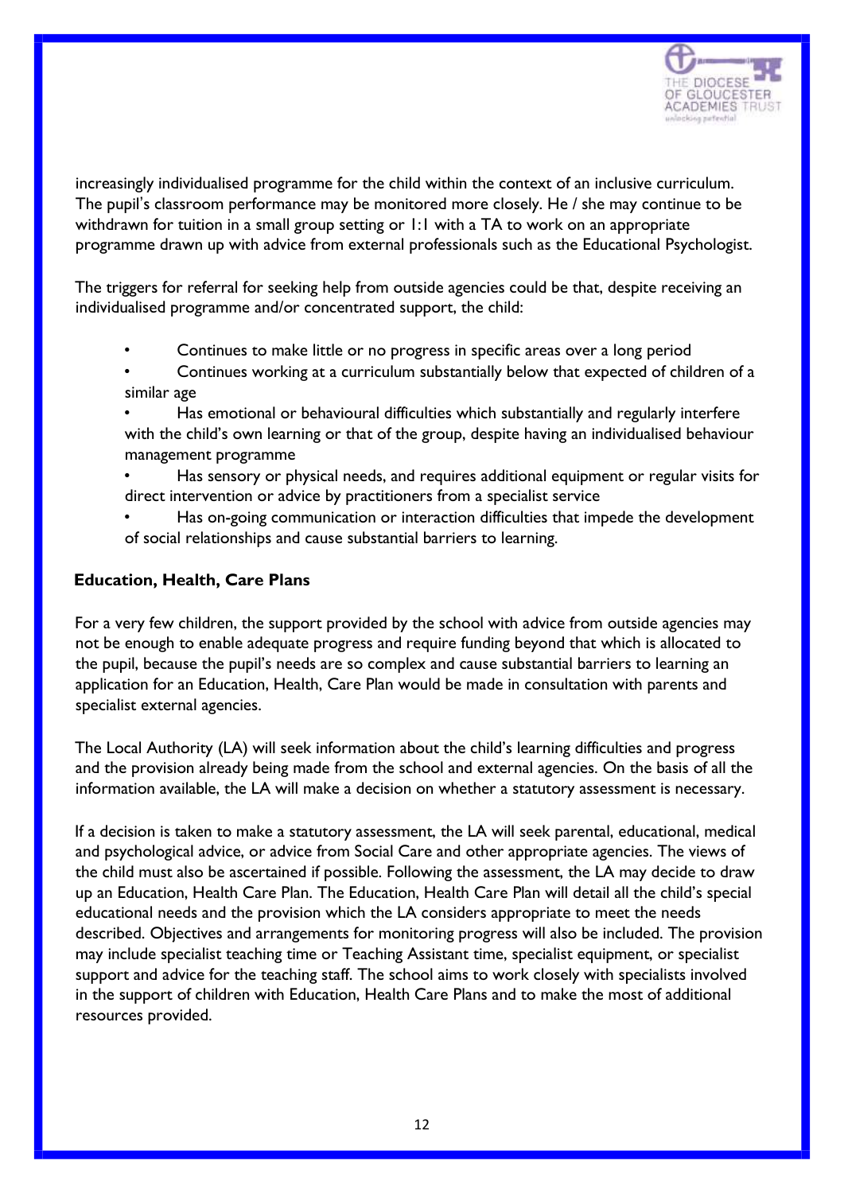increasingly individualised programme for the child within the context of an inclusive curriculum. The pupil's classroom performance may be monitored more closely. He / she may continue to be withdrawn for tuition in a small group setting or 1:1 with a TA to work on an appropriate programme drawn up with advice from external professionals such as the Educational Psychologist.

The triggers for referral for seeking help from outside agencies could be that, despite receiving an individualised programme and/or concentrated support, the child:

- Continues to make little or no progress in specific areas over a long period
- Continues working at a curriculum substantially below that expected of children of a similar age
- Has emotional or behavioural difficulties which substantially and regularly interfere with the child's own learning or that of the group, despite having an individualised behaviour management programme
- Has sensory or physical needs, and requires additional equipment or regular visits for direct intervention or advice by practitioners from a specialist service
- Has on-going communication or interaction difficulties that impede the development of social relationships and cause substantial barriers to learning.

**Education, Health, Care Plans**

For a very few children, the support provided by the school with advice from outside agencies may not be enough to enable adequate progress and require funding beyond that which is allocated to the pupil, because the pupil's needs are so complex and cause substantial barriers to learning an application for an Education, Health, Care Plan would be made in consultation with parents and specialist external agencies.

The Local Authority (LA) will seek information about the child's learning difficulties and progress and the provision already being made from the school and external agencies. On the basis of all the information available, the LA will make a decision on whether a statutory assessment is necessary.

If a decision is taken to make a statutory assessment, the LA will seek parental, educational, medical and psychological advice, or advice from Social Care and other appropriate agencies. The views of the child must also be ascertained if possible. Following the assessment, the LA may decide to draw up an Education, Health Care Plan. The Education, Health Care Plan will detail all the child's special educational needs and the provision which the LA considers appropriate to meet the needs described. Objectives and arrangements for monitoring progress will also be included. The provision may include specialist teaching time or Teaching Assistant time, specialist equipment, or specialist support and advice for the teaching staff. The school aims to work closely with specialists involved in the support of children with Education, Health Care Plans and to make the most of additional resources provided.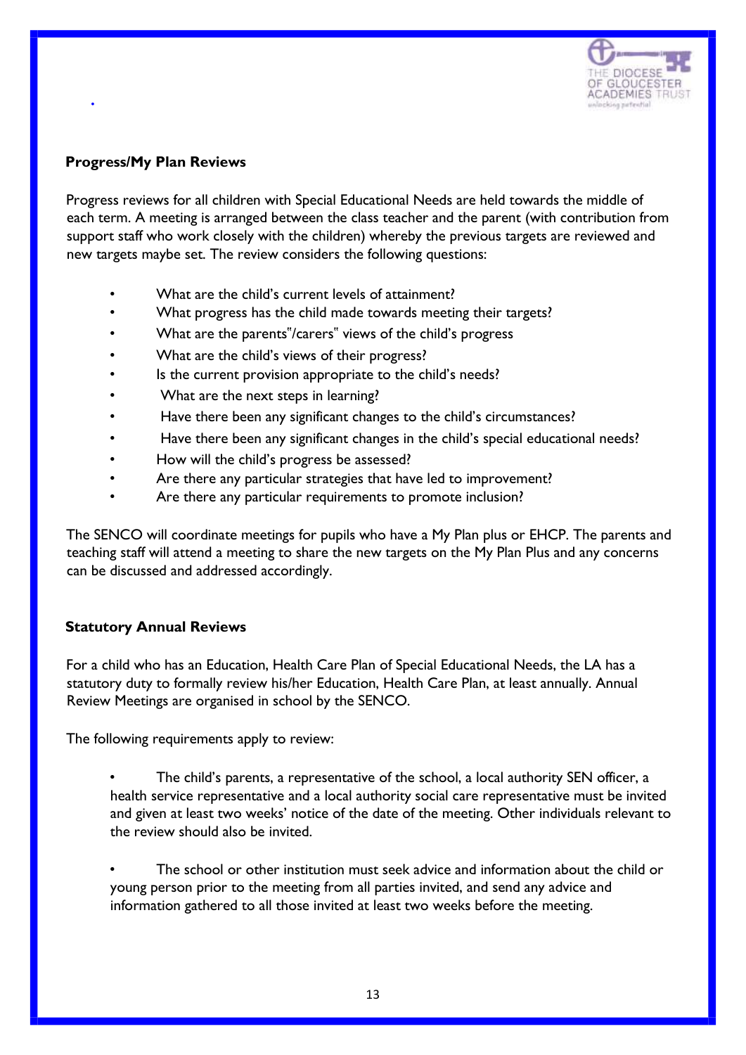**Progress/My Plan Reviews**

Progress reviews for all children with Special Educational Needs are held towards the middle of each term. A meeting is arranged between the class teacher and the parent (with contribution from support staff who work closely with the children) whereby the previous targets are reviewed and new targets maybe set. The review considers the following questions:

- What are the child's current levels of attainment?
- What progress has the child made towards meeting their targets?
- What are the parents"/carers" views of the child's progress
- What are the child's views of their progress?
- Is the current provision appropriate to the child's needs?
- What are the next steps in learning?
- Have there been any significant changes to the child's circumstances?
- Have there been any significant changes in the child's special educational needs?
- How will the child's progress be assessed?
- Are there any particular strategies that have led to improvement?
- Are there any particular requirements to promote inclusion?

The SENCO will coordinate meetings for pupils who have a My Plan plus or EHCP. The parents and teaching staff will attend a meeting to share the new targets on the My Plan Plus and any concerns can be discussed and addressed accordingly.

**Statutory Annual Reviews**

For a child who has an Education, Health Care Plan of Special Educational Needs, the LA has a statutory duty to formally review his/her Education, Health Care Plan, at least annually. Annual Review Meetings are organised in school by the SENCO.

The following requirements apply to review:

- The child's parents, a representative of the school, a local authority SEN officer, a health service representative and a local authority social care representative must be invited and given at least two weeks' notice of the date of the meeting. Other individuals relevant to the review should also be invited.

- The school or other institution must seek advice and information about the child or young person prior to the meeting from all parties invited, and send any advice and information gathered to all those invited at least two weeks before the meeting.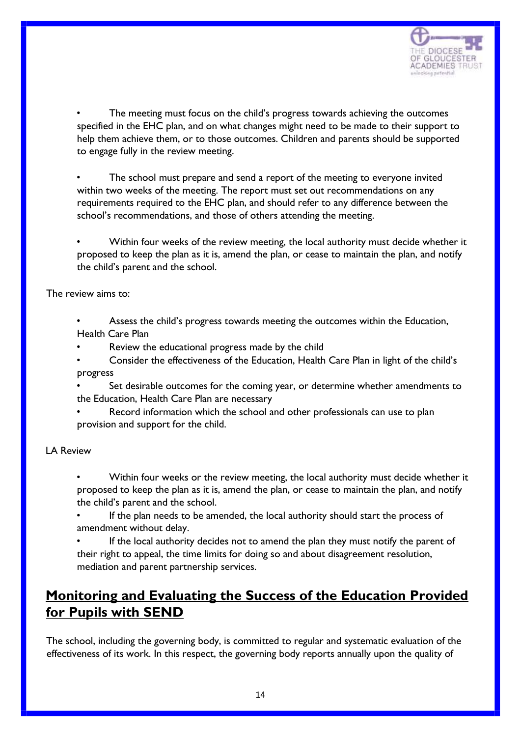- The meeting must focus on the child's progress towards achieving the outcomes specified in the EHC plan, and on what changes might need to be made to their support to help them achieve them, or to those outcomes. Children and parents should be supported to engage fully in the review meeting.

- The school must prepare and send a report of the meeting to everyone invited within two weeks of the meeting. The report must set out recommendations on any requirements required to the EHC plan, and should refer to any difference between the school's recommendations, and those of others attending the meeting.

- Within four weeks of the review meeting, the local authority must decide whether it proposed to keep the plan as it is, amend the plan, or cease to maintain the plan, and notify the child's parent and the school.

The review aims to:

- Assess the child's progress towards meeting the outcomes within the Education, Health Care Plan
- Review the educational progress made by the child
- Consider the effectiveness of the Education, Health Care Plan in light of the child's progress
- Set desirable outcomes for the coming year, or determine whether amendments to the Education, Health Care Plan are necessary
- Record information which the school and other professionals can use to plan provision and support for the child.

LA Review

- Within four weeks or the review meeting, the local authority must decide whether it proposed to keep the plan as it is, amend the plan, or cease to maintain the plan, and notify the child's parent and the school.
- If the plan needs to be amended, the local authority should start the process of amendment without delay.
- If the local authority decides not to amend the plan they must notify the parent of their right to appeal, the time limits for doing so and about disagreement resolution, mediation and parent partnership services.

## Monitoring and Evaluating the Success of the Education Provided for Pupils with SEND

The school, including the governing body, is committed to regular and systematic evaluation of the effectiveness of its work. In this respect, the governing body reports annually upon the quality of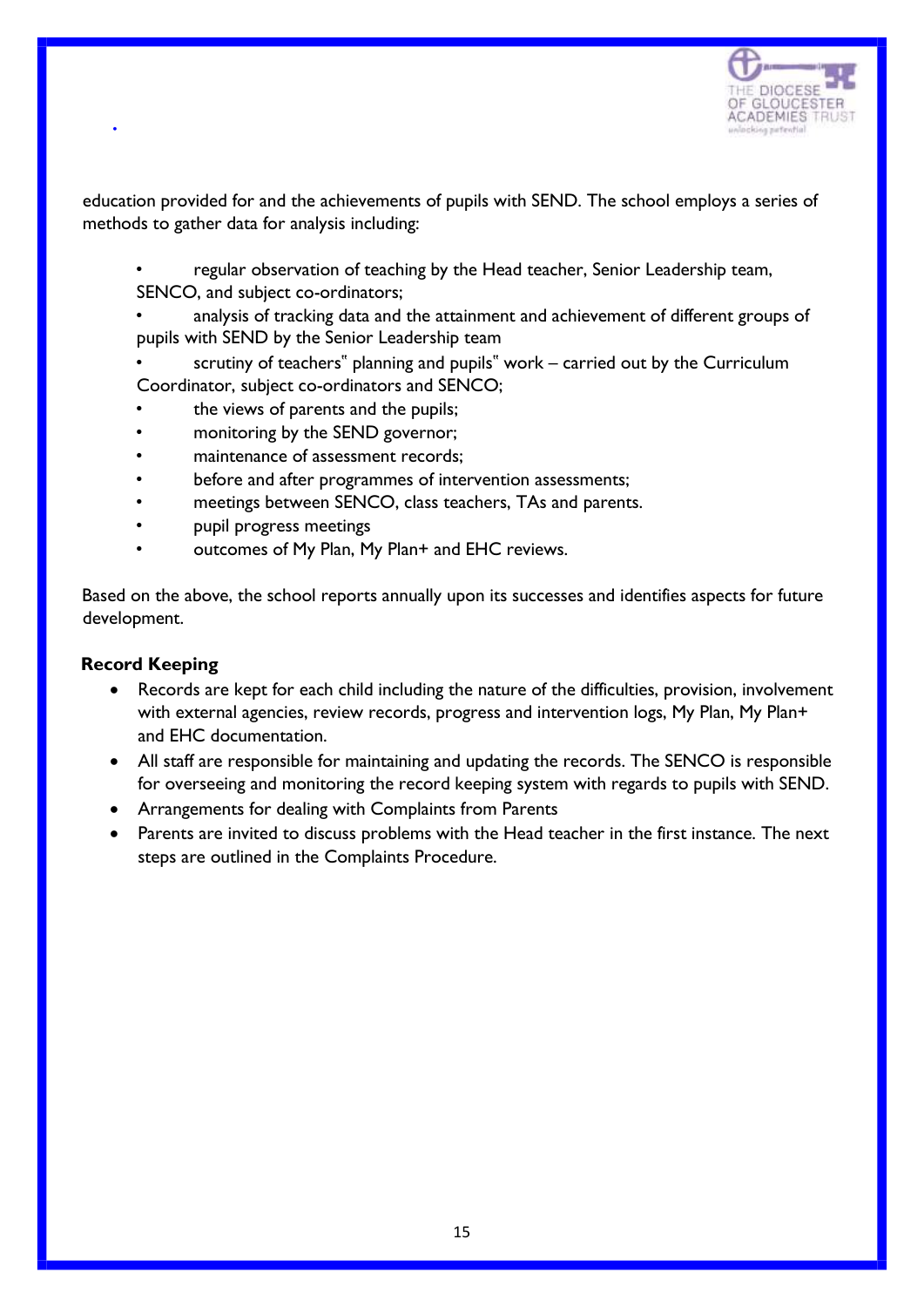education provided for and the achievements of pupils with SEND. The school employs a series of methods to gather data for analysis including:

- regular observation of teaching by the Head teacher, Senior Leadership team, SENCO, and subject co-ordinators;
- analysis of tracking data and the attainment and achievement of different groups of pupils with SEND by the Senior Leadership team
- scrutiny of teachers" planning and pupils" work – carried out by the Curriculum Coordinator, subject co-ordinators and SENCO;
- the views of parents and the pupils;
- monitoring by the SEND governor;
- maintenance of assessment records;
- before and after programmes of intervention assessments;
- meetings between SENCO, class teachers, TAs and parents.
- pupil progress meetings
- outcomes of My Plan, My Plan+ and EHC reviews.

Based on the above, the school reports annually upon its successes and identifies aspects for future development.

**Record Keeping**

- Records are kept for each child including the nature of the difficulties, provision, involvement with external agencies, review records, progress and intervention logs, My Plan, My Plan+ and EHC documentation.
- All staff are responsible for maintaining and updating the records. The SENCO is responsible for overseeing and monitoring the record keeping system with regards to pupils with SEND.
- Arrangements for dealing with Complaints from Parents
- Parents are invited to discuss problems with the Head teacher in the first instance. The next steps are outlined in the Complaints Procedure.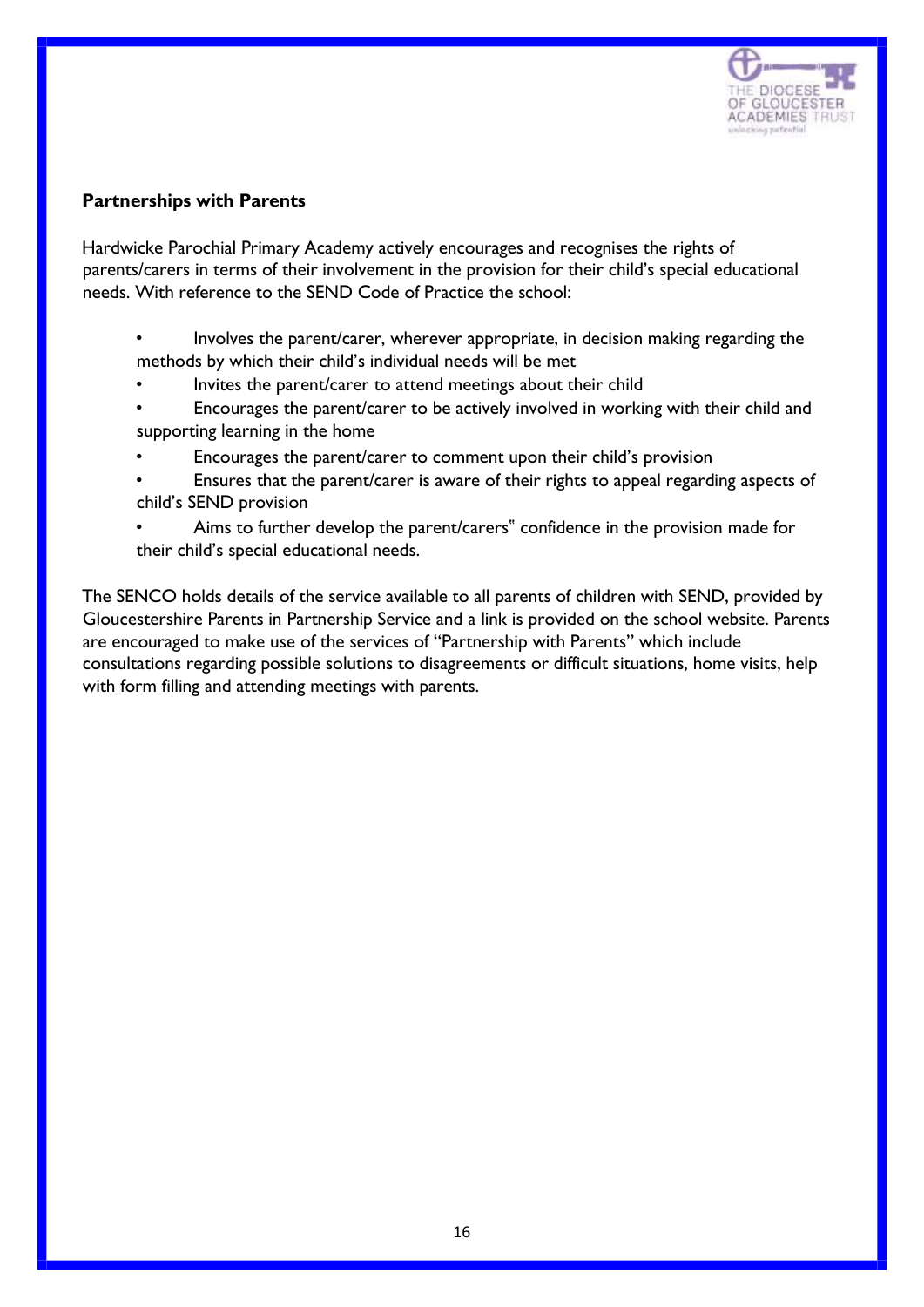**Partnerships with Parents**

Hardwicke Parochial Primary Academy actively encourages and recognises the rights of parents/carers in terms of their involvement in the provision for their child's special educational needs. With reference to the SEND Code of Practice the school:

- Involves the parent/carer, wherever appropriate, in decision making regarding the methods by which their child's individual needs will be met
- Invites the parent/carer to attend meetings about their child
- Encourages the parent/carer to be actively involved in working with their child and supporting learning in the home
- Encourages the parent/carer to comment upon their child's provision
- Ensures that the parent/carer is aware of their rights to appeal regarding aspects of child's SEND provision
- Aims to further develop the parent/carers" confidence in the provision made for their child's special educational needs.

The SENCO holds details of the service available to all parents of children with SEND, provided by Gloucestershire Parents in Partnership Service and a link is provided on the school website. Parents are encouraged to make use of the services of "Partnership with Parents" which include consultations regarding possible solutions to disagreements or difficult situations, home visits, help with form filling and attending meetings with parents.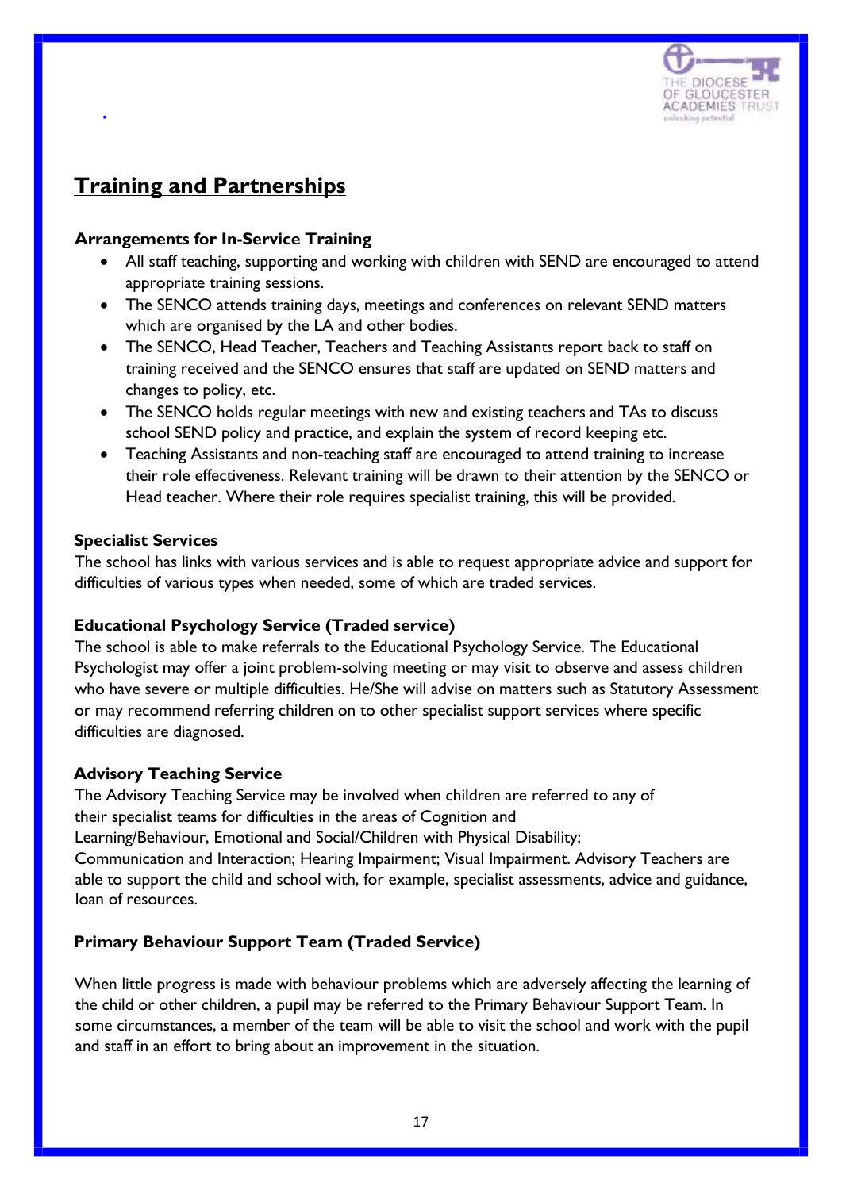## Training and Partnerships

### Arrangements for In-Service Training

- All staff teaching, supporting and working with children with SEND are encouraged to attend appropriate training sessions.
- The SENCO attends training days, meetings and conferences on relevant SEND matters which are organised by the LA and other bodies.
- The SENCO, Head Teacher, Teachers and Teaching Assistants report back to staff on training received and the SENCO ensures that staff are updated on SEND matters and changes to policy, etc.
- The SENCO holds regular meetings with new and existing teachers and TAs to discuss school SEND policy and practice, and explain the system of record keeping etc.
- Teaching Assistants and non-teaching staff are encouraged to attend training to increase their role effectiveness. Relevant training will be drawn to their attention by the SENCO or Head teacher. Where their role requires specialist training, this will be provided.

### Specialist Services

The school has links with various services and is able to request appropriate advice and support for difficulties of various types when needed, some of which are traded services.

### Educational Psychology Service (Traded service)

The school is able to make referrals to the Educational Psychology Service. The Educational Psychologist may offer a joint problem-solving meeting or may visit to observe and assess children who have severe or multiple difficulties. He/She will advise on matters such as Statutory Assessment or may recommend referring children on to other specialist support services where specific difficulties are diagnosed.

### Advisory Teaching Service

The Advisory Teaching Service may be involved when children are referred to any of their specialist teams for difficulties in the areas of Cognition and Learning/Behaviour, Emotional and Social/Children with Physical Disability; Communication and Interaction; Hearing Impairment; Visual Impairment. Advisory Teachers are able to support the child and school with, for example, specialist assessments, advice and guidance, loan of resources.

### Primary Behaviour Support Team (Traded Service)

When little progress is made with behaviour problems which are adversely affecting the learning of the child or other children, a pupil may be referred to the Primary Behaviour Support Team. In some circumstances, a member of the team will be able to visit the school and work with the pupil and staff in an effort to bring about an improvement in the situation.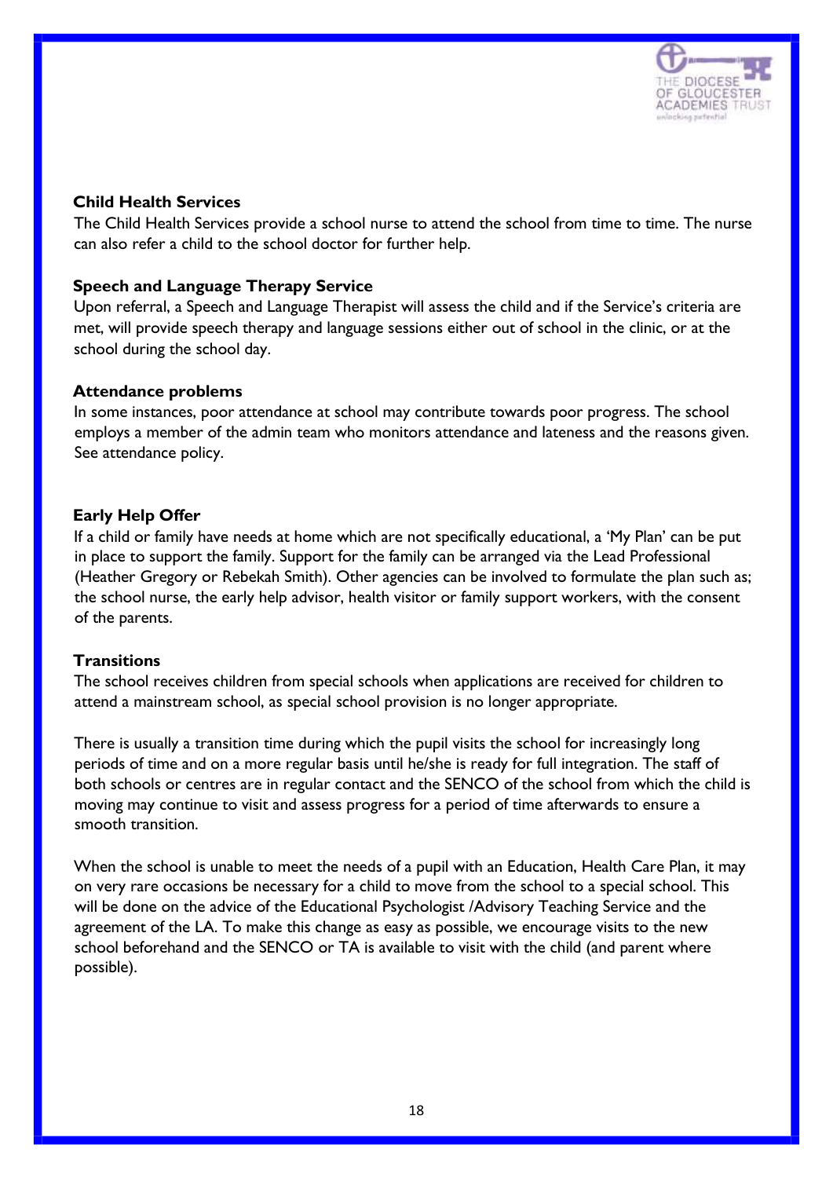**Child Health Services**

The Child Health Services provide a school nurse to attend the school from time to time. The nurse can also refer a child to the school doctor for further help.

**Speech and Language Therapy Service**

Upon referral, a Speech and Language Therapist will assess the child and if the Service's criteria are met, will provide speech therapy and language sessions either out of school in the clinic, or at the school during the school day.

**Attendance problems**

In some instances, poor attendance at school may contribute towards poor progress. The school employs a member of the admin team who monitors attendance and lateness and the reasons given. See attendance policy.

**Early Help Offer**

If a child or family have needs at home which are not specifically educational, a 'My Plan' can be put in place to support the family. Support for the family can be arranged via the Lead Professional (Heather Gregory or Rebekah Smith). Other agencies can be involved to formulate the plan such as; the school nurse, the early help advisor, health visitor or family support workers, with the consent of the parents.

**Transitions**

The school receives children from special schools when applications are received for children to attend a mainstream school, as special school provision is no longer appropriate.

There is usually a transition time during which the pupil visits the school for increasingly long periods of time and on a more regular basis until he/she is ready for full integration. The staff of both schools or centres are in regular contact and the SENCO of the school from which the child is moving may continue to visit and assess progress for a period of time afterwards to ensure a smooth transition.

When the school is unable to meet the needs of a pupil with an Education, Health Care Plan, it may on very rare occasions be necessary for a child to move from the school to a special school. This will be done on the advice of the Educational Psychologist /Advisory Teaching Service and the agreement of the LA. To make this change as easy as possible, we encourage visits to the new school beforehand and the SENCO or TA is available to visit with the child (and parent where possible).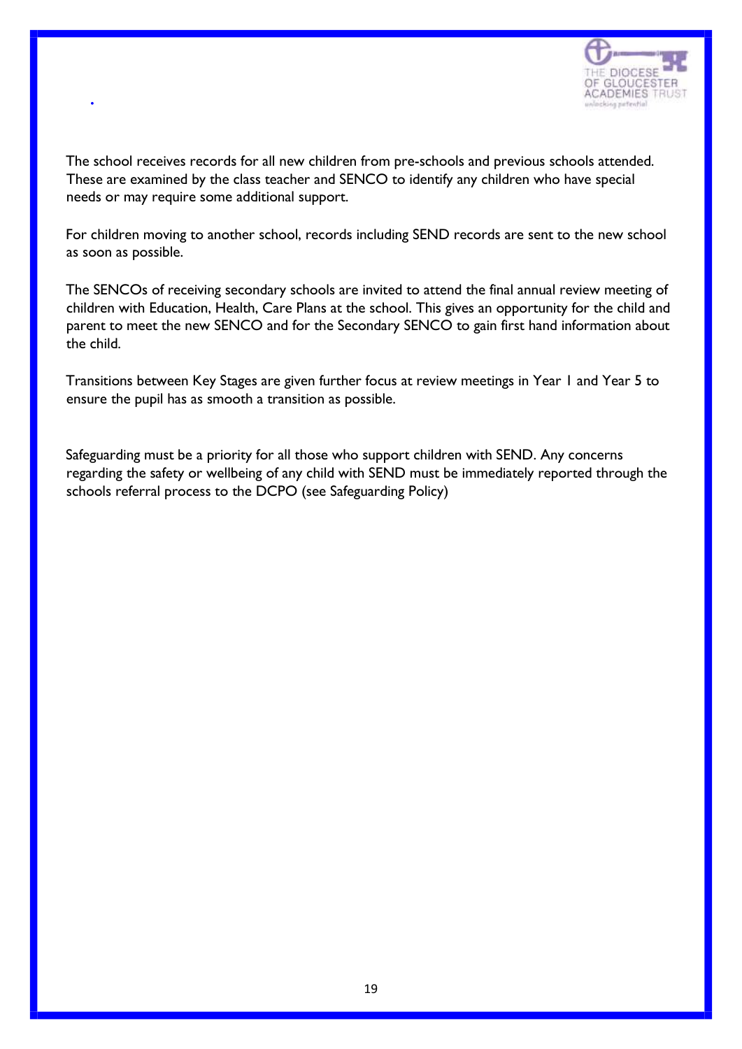The school receives records for all new children from pre-schools and previous schools attended. These are examined by the class teacher and SENCO to identify any children who have special needs or may require some additional support.

For children moving to another school, records including SEND records are sent to the new school as soon as possible.

The SENCOs of receiving secondary schools are invited to attend the final annual review meeting of children with Education, Health, Care Plans at the school. This gives an opportunity for the child and parent to meet the new SENCO and for the Secondary SENCO to gain first hand information about the child.

Transitions between Key Stages are given further focus at review meetings in Year 1 and Year 5 to ensure the pupil has as smooth a transition as possible.

Safeguarding must be a priority for all those who support children with SEND. Any concerns regarding the safety or wellbeing of any child with SEND must be immediately reported through the schools referral process to the DCPO (see Safeguarding Policy)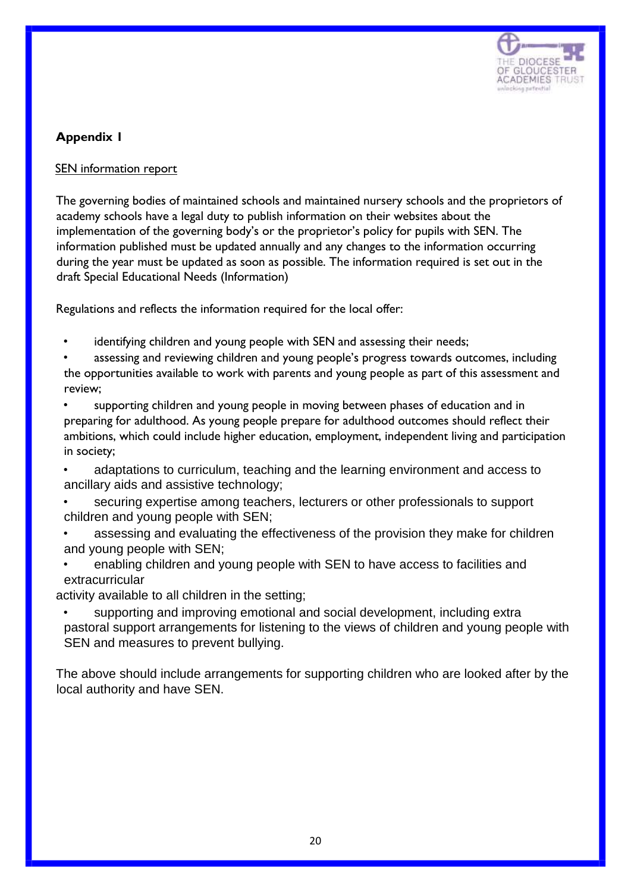**Appendix I**

SEN information report

The governing bodies of maintained schools and maintained nursery schools and the proprietors of academy schools have a legal duty to publish information on their websites about the implementation of the governing body's or the proprietor's policy for pupils with SEN. The information published must be updated annually and any changes to the information occurring during the year must be updated as soon as possible. The information required is set out in the draft Special Educational Needs (Information)

Regulations and reflects the information required for the local offer:

- identifying children and young people with SEN and assessing their needs;
- assessing and reviewing children and young people's progress towards outcomes, including the opportunities available to work with parents and young people as part of this assessment and review;
- supporting children and young people in moving between phases of education and in preparing for adulthood. As young people prepare for adulthood outcomes should reflect their ambitions, which could include higher education, employment, independent living and participation in society;
- adaptations to curriculum, teaching and the learning environment and access to ancillary aids and assistive technology;
- securing expertise among teachers, lecturers or other professionals to support children and young people with SEN;
- assessing and evaluating the effectiveness of the provision they make for children and young people with SEN;
- enabling children and young people with SEN to have access to facilities and extracurricular activity available to all children in the setting;
- supporting and improving emotional and social development, including extra pastoral support arrangements for listening to the views of children and young people with SEN and measures to prevent bullying.

The above should include arrangements for supporting children who are looked after by the local authority and have SEN.